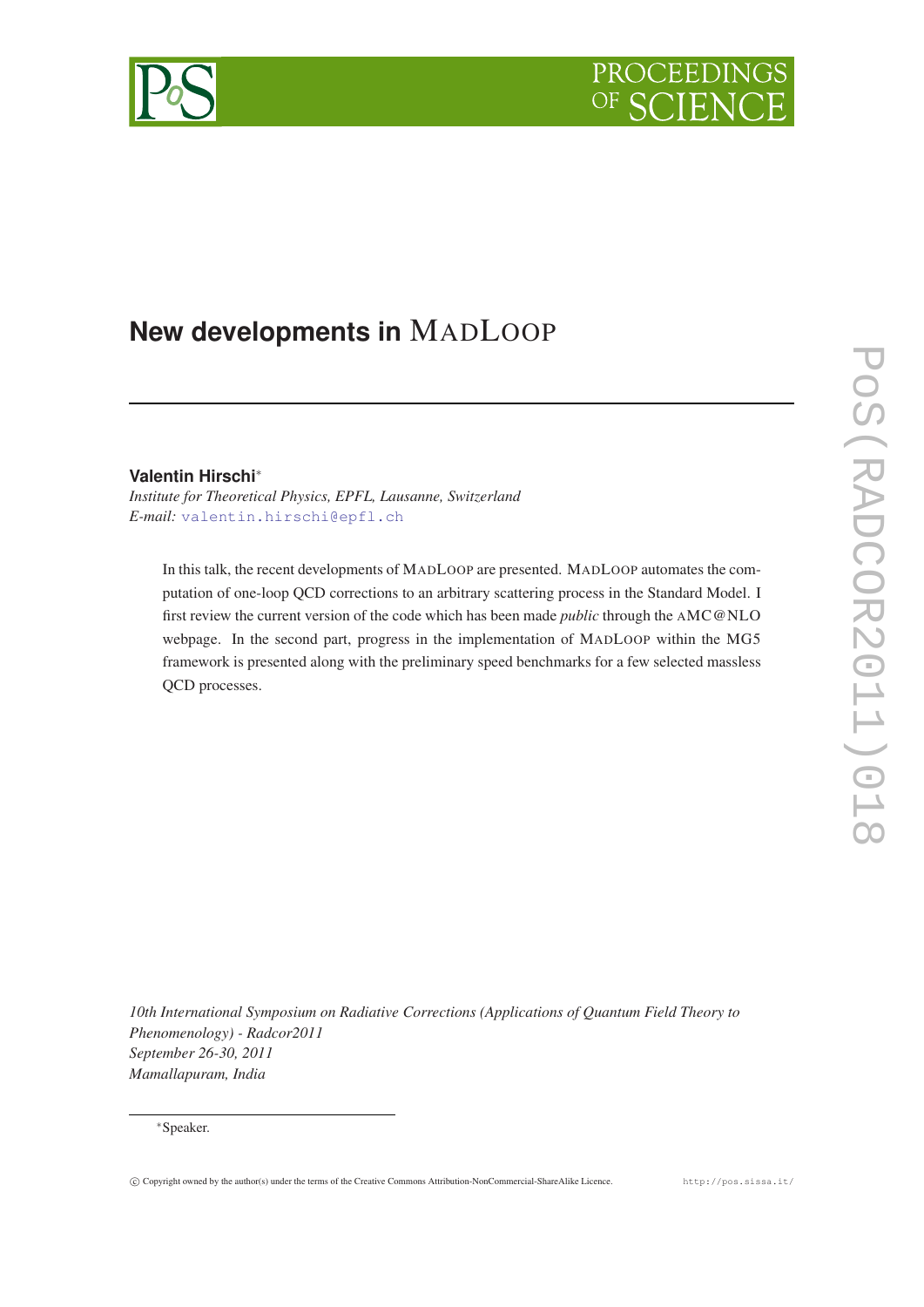# New developments in MadLoop

**Valentin Hirschi***

*Institute for Theoretical Physics, EPFL, Lausanne, Switzerland*
*E-mail:* valentin.hirschi@epfl.ch

In this talk, the recent developments of MadLoop are presented. MadLoop automates the computation of one-loop QCD corrections to an arbitrary scattering process in the Standard Model. I first review the current version of the code which has been made *public* through the aMC@NLO webpage. In the second part, progress in the implementation of MadLoop within the MG5 framework is presented along with the preliminary speed benchmarks for a few selected massless QCD processes.

*10th International Symposium on Radiative Corrections (Applications of Quantum Field Theory to Phenomenology) - Radcor2011*
*September 26-30, 2011*
*Mamallapuram, India*

*Speaker.

© Copyright owned by the author(s) under the terms of the Creative Commons Attribution-NonCommercial-ShareAlike Licence.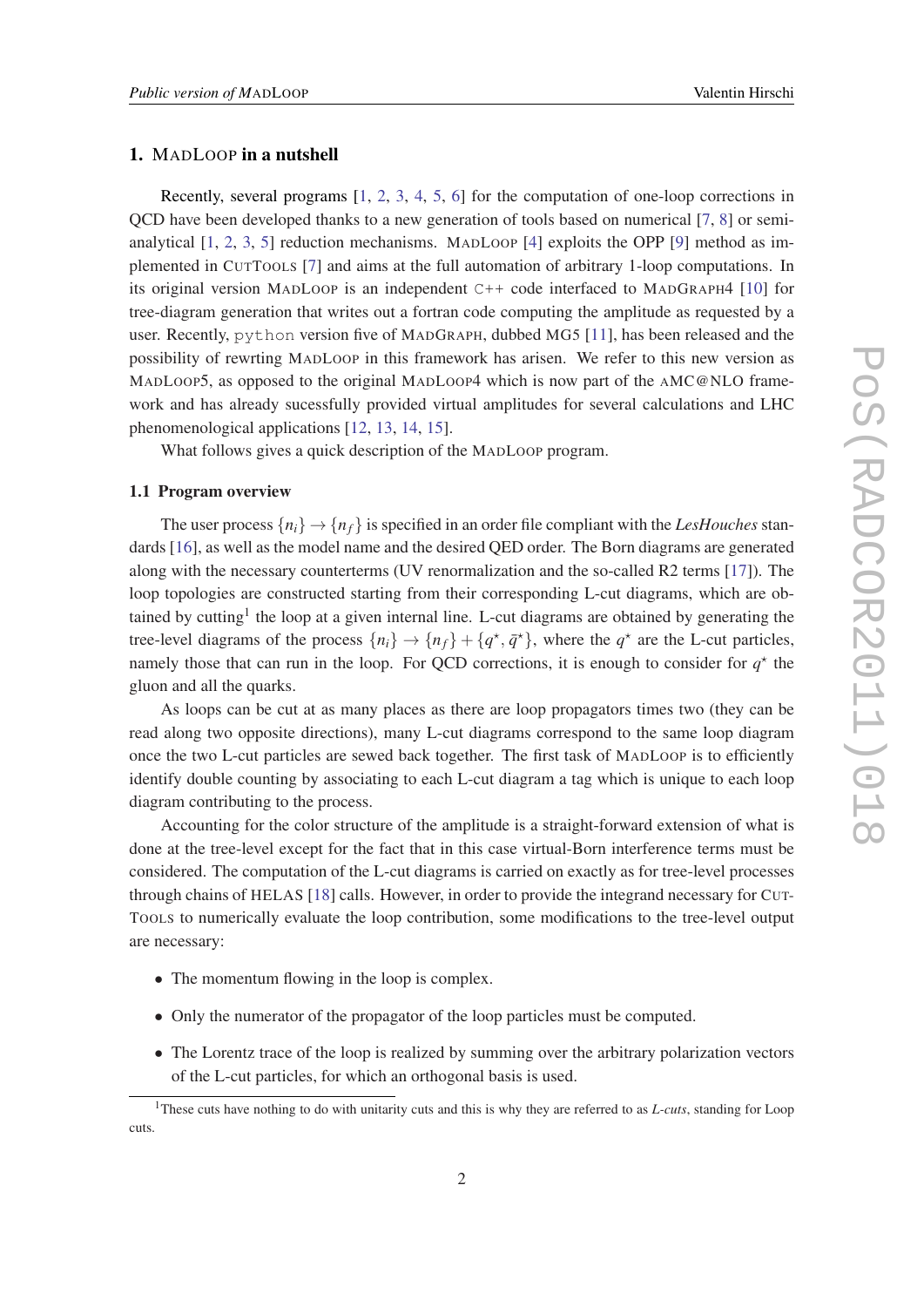## 1. MadLoop in a nutshell

Recently, several programs [1, 2, 3, 4, 5, 6] for the computation of one-loop corrections in QCD have been developed thanks to a new generation of tools based on numerical [7, 8] or semi-analytical [1, 2, 3, 5] reduction mechanisms. MadLoop [4] exploits the OPP [9] method as implemented in CutTools [7] and aims at the full automation of arbitrary 1-loop computations. In its original version MadLoop is an independent C++ code interfaced to MadGraph4 [10] for tree-diagram generation that writes out a fortran code computing the amplitude as requested by a user. Recently, python version five of MadGraph, dubbed MG5 [11], has been released and the possibility of rewrting MadLoop in this framework has arisen. We refer to this new version as MadLoop5, as opposed to the original MadLoop4 which is now part of the aMC@NLO framework and has already sucessfully provided virtual amplitudes for several calculations and LHC phenomenological applications [12, 13, 14, 15].

What follows gives a quick description of the MadLoop program.

### 1.1 Program overview

The user process $\{n_i\} \rightarrow \{n_f\}$ is specified in an order file compliant with the *LesHouches* standards [16], as well as the model name and the desired QED order. The Born diagrams are generated along with the necessary counterterms (UV renormalization and the so-called R2 terms [17]). The loop topologies are constructed starting from their corresponding L-cut diagrams, which are obtained by cutting[1] the loop at a given internal line. L-cut diagrams are obtained by generating the tree-level diagrams of the process $\{n_i\} \rightarrow \{n_f\} + \{q^\star, \bar{q}^\star\}$, where the $q^\star$ are the L-cut particles, namely those that can run in the loop. For QCD corrections, it is enough to consider for $q^\star$ the gluon and all the quarks.

As loops can be cut at as many places as there are loop propagators times two (they can be read along two opposite directions), many L-cut diagrams correspond to the same loop diagram once the two L-cut particles are sewed back together. The first task of MadLoop is to efficiently identify double counting by associating to each L-cut diagram a tag which is unique to each loop diagram contributing to the process.

Accounting for the color structure of the amplitude is a straight-forward extension of what is done at the tree-level except for the fact that in this case virtual-Born interference terms must be considered. The computation of the L-cut diagrams is carried on exactly as for tree-level processes through chains of HELAS [18] calls. However, in order to provide the integrand necessary for CutTools to numerically evaluate the loop contribution, some modifications to the tree-level output are necessary:

- The momentum flowing in the loop is complex.
- Only the numerator of the propagator of the loop particles must be computed.
- The Lorentz trace of the loop is realized by summing over the arbitrary polarization vectors of the L-cut particles, for which an orthogonal basis is used.

[1] These cuts have nothing to do with unitarity cuts and this is why they are referred to as *L-cuts*, standing for Loop cuts.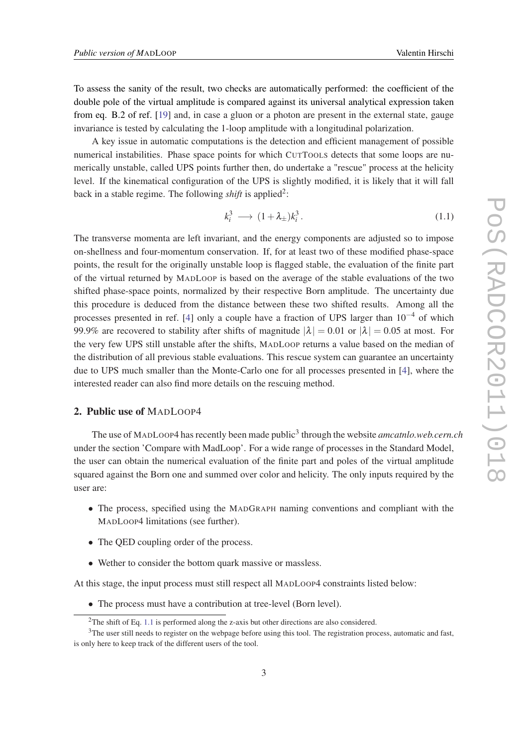To assess the sanity of the result, two checks are automatically performed: the coefficient of the double pole of the virtual amplitude is compared against its universal analytical expression taken from eq. B.2 of ref. [19] and, in case a gluon or a photon are present in the external state, gauge invariance is tested by calculating the 1-loop amplitude with a longitudinal polarization.

A key issue in automatic computations is the detection and efficient management of possible numerical instabilities. Phase space points for which CUTTOOLS detects that some loops are numerically unstable, called UPS points further then, do undertake a "rescue" process at the helicity level. If the kinematical configuration of the UPS is slightly modified, it is likely that it will fall back in a stable regime. The following *shift* is applied[2]:

$$k_i^3 \longrightarrow (1+\lambda_\pm)k_i^3 \,. \tag{1.1}$$

The transverse momenta are left invariant, and the energy components are adjusted so to impose on-shellness and four-momentum conservation. If, for at least two of these modified phase-space points, the result for the originally unstable loop is flagged stable, the evaluation of the finite part of the virtual returned by MADLOOP is based on the average of the stable evaluations of the two shifted phase-space points, normalized by their respective Born amplitude. The uncertainty due this procedure is deduced from the distance between these two shifted results. Among all the processes presented in ref. [4] only a couple have a fraction of UPS larger than $10^{-4}$ of which 99.9% are recovered to stability after shifts of magnitude $|\lambda| = 0.01$ or $|\lambda| = 0.05$ at most. For the very few UPS still unstable after the shifts, MADLOOP returns a value based on the median of the distribution of all previous stable evaluations. This rescue system can guarantee an uncertainty due to UPS much smaller than the Monte-Carlo one for all processes presented in [4], where the interested reader can also find more details on the rescuing method.

## 2. Public use of MADLOOP4

The use of MADLOOP4 has recently been made public[3] through the website *amcatnlo.web.cern.ch* under the section 'Compare with MadLoop'. For a wide range of processes in the Standard Model, the user can obtain the numerical evaluation of the finite part and poles of the virtual amplitude squared against the Born one and summed over color and helicity. The only inputs required by the user are:

- The process, specified using the MADGRAPH naming conventions and compliant with the MADLOOP4 limitations (see further).
- The QED coupling order of the process.
- Wether to consider the bottom quark massive or massless.

At this stage, the input process must still respect all MADLOOP4 constraints listed below:

- The process must have a contribution at tree-level (Born level).

[2] The shift of Eq. 1.1 is performed along the z-axis but other directions are also considered.

[3] The user still needs to register on the webpage before using this tool. The registration process, automatic and fast, is only here to keep track of the different users of the tool.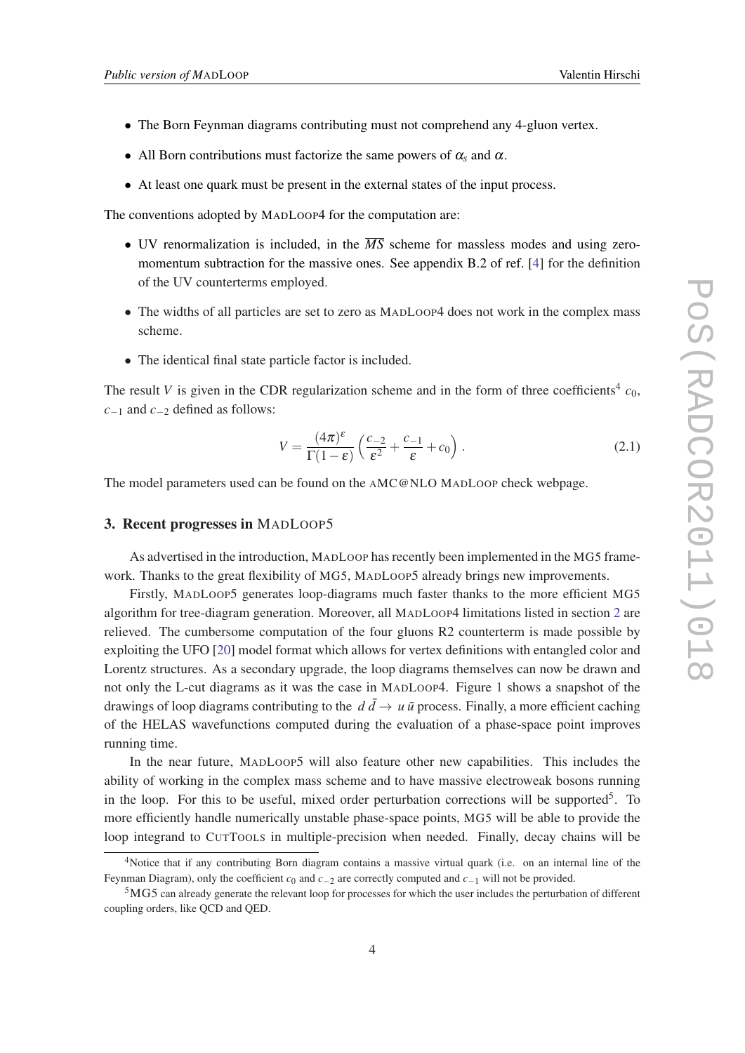- The Born Feynman diagrams contributing must not comprehend any 4-gluon vertex.
- All Born contributions must factorize the same powers of $\alpha_s$ and $\alpha$.
- At least one quark must be present in the external states of the input process.

The conventions adopted by MADLOOP4 for the computation are:

- UV renormalization is included, in the $\overline{MS}$ scheme for massless modes and using zero-momentum subtraction for the massive ones. See appendix B.2 of ref. [4] for the definition of the UV counterterms employed.
- The widths of all particles are set to zero as MADLOOP4 does not work in the complex mass scheme.
- The identical final state particle factor is included.

The result $V$ is given in the CDR regularization scheme and in the form of three coefficients[4] $c_0$, $c_{-1}$ and $c_{-2}$ defined as follows:

$$V = \frac{(4\pi)^{\varepsilon}}{\Gamma(1-\varepsilon)} \left( \frac{c_{-2}}{\varepsilon^2} + \frac{c_{-1}}{\varepsilon} + c_0 \right). \tag{2.1}$$

The model parameters used can be found on the AMC@NLO MADLOOP check webpage.

## 3. Recent progresses in MADLOOP5

As advertised in the introduction, MADLOOP has recently been implemented in the MG5 framework. Thanks to the great flexibility of MG5, MADLOOP5 already brings new improvements.

Firstly, MADLOOP5 generates loop-diagrams much faster thanks to the more efficient MG5 algorithm for tree-diagram generation. Moreover, all MADLOOP4 limitations listed in section 2 are relieved. The cumbersome computation of the four gluons R2 counterterm is made possible by exploiting the UFO [20] model format which allows for vertex definitions with entangled color and Lorentz structures. As a secondary upgrade, the loop diagrams themselves can now be drawn and not only the L-cut diagrams as it was the case in MADLOOP4. Figure 1 shows a snapshot of the drawings of loop diagrams contributing to the $d\,\bar{d} \to u\,\bar{u}$ process. Finally, a more efficient caching of the HELAS wavefunctions computed during the evaluation of a phase-space point improves running time.

In the near future, MADLOOP5 will also feature other new capabilities. This includes the ability of working in the complex mass scheme and to have massive electroweak bosons running in the loop. For this to be useful, mixed order perturbation corrections will be supported[5]. To more efficiently handle numerically unstable phase-space points, MG5 will be able to provide the loop integrand to CUTTOOLS in multiple-precision when needed. Finally, decay chains will be

[4]Notice that if any contributing Born diagram contains a massive virtual quark (i.e. on an internal line of the Feynman Diagram), only the coefficient $c_0$ and $c_{-2}$ are correctly computed and $c_{-1}$ will not be provided.

[5]MG5 can already generate the relevant loop for processes for which the user includes the perturbation of different coupling orders, like QCD and QED.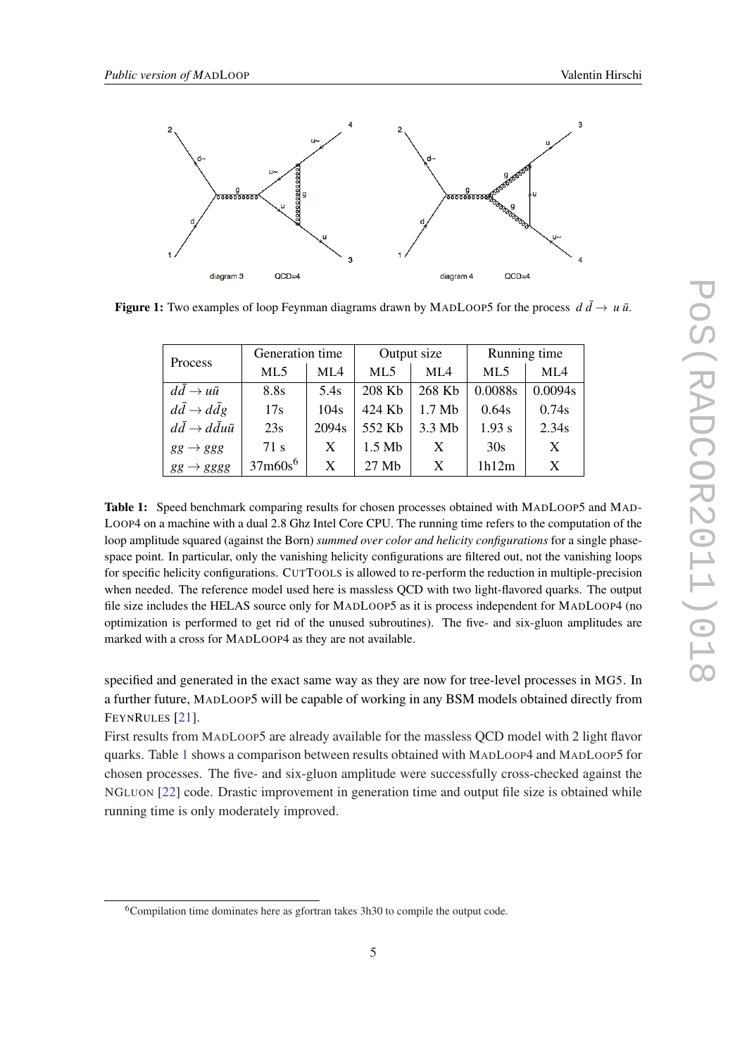**Figure 1:** Two examples of loop Feynman diagrams drawn by MADLOOP5 for the process $d\,\bar{d} \to u\,\bar{u}$.

| Process | Generation time | | Output size | | Running time | |
|---|---|---|---|---|---|---|
| | ML5 | ML4 | ML5 | ML4 | ML5 | ML4 |
| $d\bar{d} \to u\bar{u}$ | 8.8s | 5.4s | 208 Kb | 268 Kb | 0.0088s | 0.0094s |
| $d\bar{d} \to d\bar{d}g$ | 17s | 104s | 424 Kb | 1.7 Mb | 0.64s | 0.74s |
| $d\bar{d} \to d\bar{d}u\bar{u}$ | 23s | 2094s | 552 Kb | 3.3 Mb | 1.93 s | 2.34s |
| $gg \to ggg$ | 71 s | X | 1.5 Mb | X | 30s | X |
| $gg \to gggg$ | 37m60s[6] | X | 27 Mb | X | 1h12m | X |

**Table 1:** Speed benchmark comparing results for chosen processes obtained with MADLOOP5 and MADLOOP4 on a machine with a dual 2.8 Ghz Intel Core CPU. The running time refers to the computation of the loop amplitude squared (against the Born) *summed over color and helicity configurations* for a single phase-space point. In particular, only the vanishing helicity configurations are filtered out, not the vanishing loops for specific helicity configurations. CUTTOOLS is allowed to re-perform the reduction in multiple-precision when needed. The reference model used here is massless QCD with two light-flavored quarks. The output file size includes the HELAS source only for MADLOOP5 as it is process independent for MADLOOP4 (no optimization is performed to get rid of the unused subroutines). The five- and six-gluon amplitudes are marked with a cross for MADLOOP4 as they are not available.

specified and generated in the exact same way as they are now for tree-level processes in MG5. In a further future, MADLOOP5 will be capable of working in any BSM models obtained directly from FEYNRULES [21].
First results from MADLOOP5 are already available for the massless QCD model with 2 light flavor quarks. Table 1 shows a comparison between results obtained with MADLOOP4 and MADLOOP5 for chosen processes. The five- and six-gluon amplitude were successfully cross-checked against the NGLUON [22] code. Drastic improvement in generation time and output file size is obtained while running time is only moderately improved.

[6] Compilation time dominates here as gfortran takes 3h30 to compile the output code.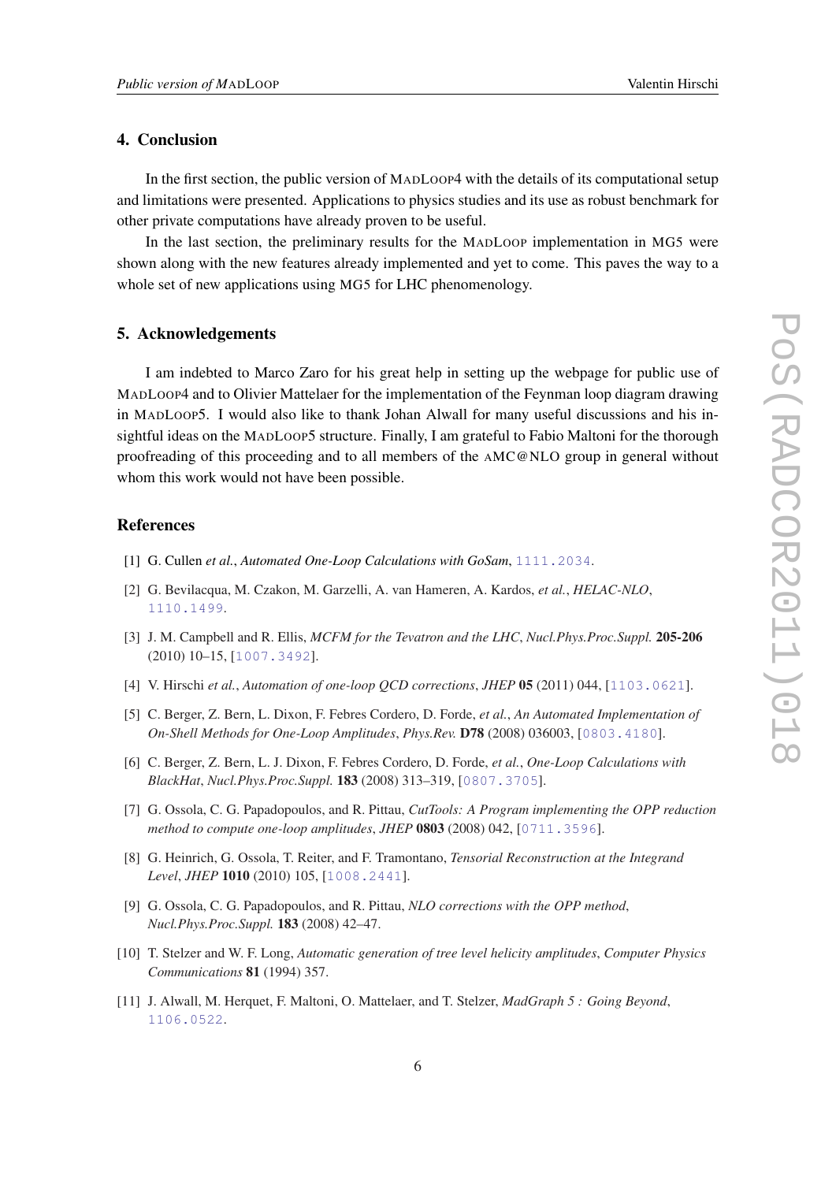## 4. Conclusion

In the first section, the public version of MadLoop4 with the details of its computational setup and limitations were presented. Applications to physics studies and its use as robust benchmark for other private computations have already proven to be useful.

In the last section, the preliminary results for the MadLoop implementation in MG5 were shown along with the new features already implemented and yet to come. This paves the way to a whole set of new applications using MG5 for LHC phenomenology.

## 5. Acknowledgements

I am indebted to Marco Zaro for his great help in setting up the webpage for public use of MadLoop4 and to Olivier Mattelaer for the implementation of the Feynman loop diagram drawing in MadLoop5. I would also like to thank Johan Alwall for many useful discussions and his insightful ideas on the MadLoop5 structure. Finally, I am grateful to Fabio Maltoni for the thorough proofreading of this proceeding and to all members of the aMC@NLO group in general without whom this work would not have been possible.

## References

[1] G. Cullen *et al.*, *Automated One-Loop Calculations with GoSam*, 1111.2034.

[2] G. Bevilacqua, M. Czakon, M. Garzelli, A. van Hameren, A. Kardos, *et al.*, *HELAC-NLO*, 1110.1499.

[3] J. M. Campbell and R. Ellis, *MCFM for the Tevatron and the LHC*, *Nucl.Phys.Proc.Suppl.* **205-206** (2010) 10–15, [1007.3492].

[4] V. Hirschi *et al.*, *Automation of one-loop QCD corrections*, *JHEP* **05** (2011) 044, [1103.0621].

[5] C. Berger, Z. Bern, L. Dixon, F. Febres Cordero, D. Forde, *et al.*, *An Automated Implementation of On-Shell Methods for One-Loop Amplitudes*, *Phys.Rev.* **D78** (2008) 036003, [0803.4180].

[6] C. Berger, Z. Bern, L. J. Dixon, F. Febres Cordero, D. Forde, *et al.*, *One-Loop Calculations with BlackHat*, *Nucl.Phys.Proc.Suppl.* **183** (2008) 313–319, [0807.3705].

[7] G. Ossola, C. G. Papadopoulos, and R. Pittau, *CutTools: A Program implementing the OPP reduction method to compute one-loop amplitudes*, *JHEP* **0803** (2008) 042, [0711.3596].

[8] G. Heinrich, G. Ossola, T. Reiter, and F. Tramontano, *Tensorial Reconstruction at the Integrand Level*, *JHEP* **1010** (2010) 105, [1008.2441].

[9] G. Ossola, C. G. Papadopoulos, and R. Pittau, *NLO corrections with the OPP method*, *Nucl.Phys.Proc.Suppl.* **183** (2008) 42–47.

[10] T. Stelzer and W. F. Long, *Automatic generation of tree level helicity amplitudes*, *Computer Physics Communications* **81** (1994) 357.

[11] J. Alwall, M. Herquet, F. Maltoni, O. Mattelaer, and T. Stelzer, *MadGraph 5 : Going Beyond*, 1106.0522.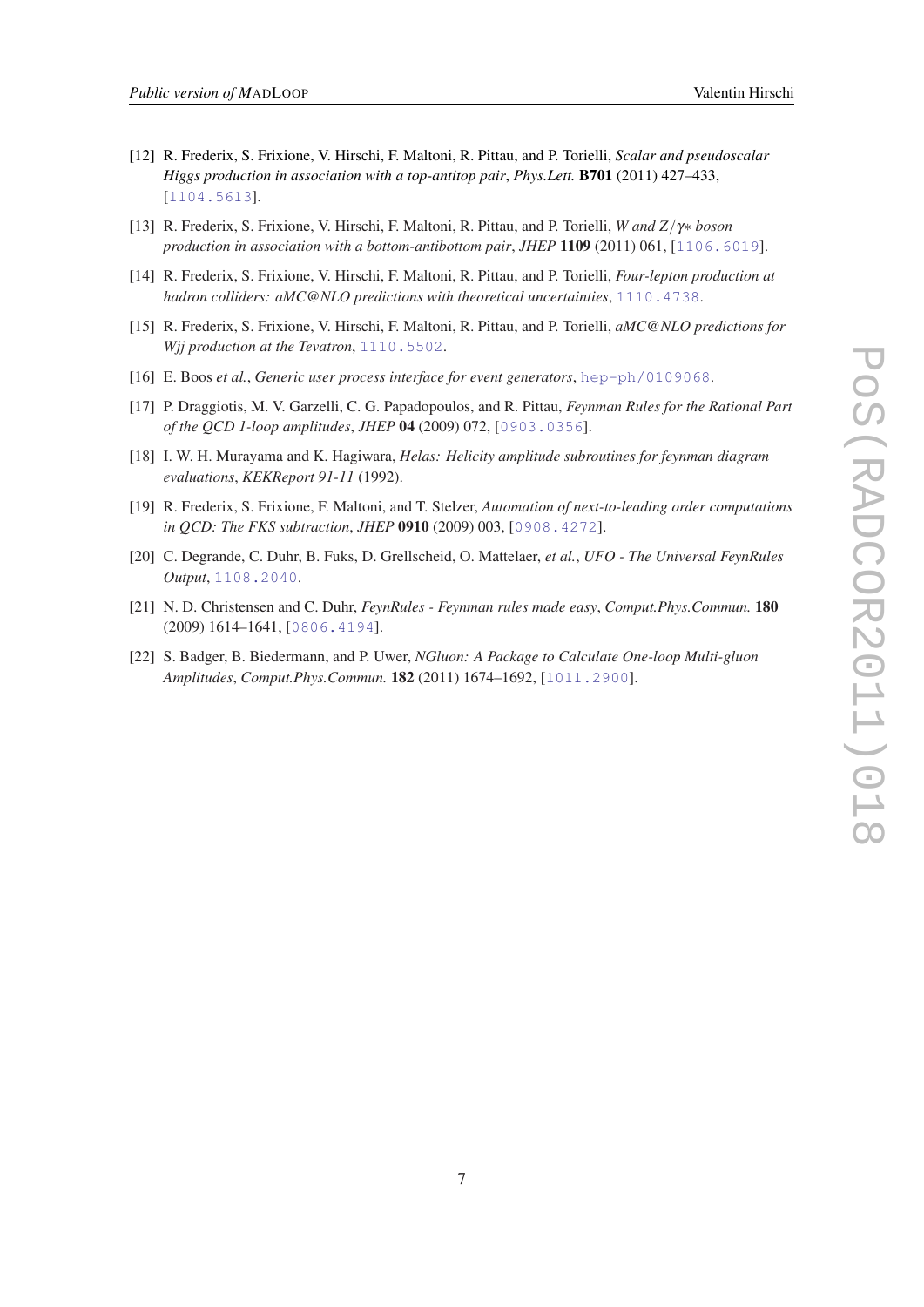[12] R. Frederix, S. Frixione, V. Hirschi, F. Maltoni, R. Pittau, and P. Torielli, *Scalar and pseudoscalar Higgs production in association with a top-antitop pair*, *Phys.Lett.* **B701** (2011) 427–433, [1104.5613].

[13] R. Frederix, S. Frixione, V. Hirschi, F. Maltoni, R. Pittau, and P. Torielli, *W and $Z/\gamma*$ boson production in association with a bottom-antibottom pair*, *JHEP* **1109** (2011) 061, [1106.6019].

[14] R. Frederix, S. Frixione, V. Hirschi, F. Maltoni, R. Pittau, and P. Torielli, *Four-lepton production at hadron colliders: aMC@NLO predictions with theoretical uncertainties*, 1110.4738.

[15] R. Frederix, S. Frixione, V. Hirschi, F. Maltoni, R. Pittau, and P. Torielli, *aMC@NLO predictions for Wjj production at the Tevatron*, 1110.5502.

[16] E. Boos *et al.*, *Generic user process interface for event generators*, hep-ph/0109068.

[17] P. Draggiotis, M. V. Garzelli, C. G. Papadopoulos, and R. Pittau, *Feynman Rules for the Rational Part of the QCD 1-loop amplitudes*, *JHEP* **04** (2009) 072, [0903.0356].

[18] I. W. H. Murayama and K. Hagiwara, *Helas: Helicity amplitude subroutines for feynman diagram evaluations*, *KEKReport 91-11* (1992).

[19] R. Frederix, S. Frixione, F. Maltoni, and T. Stelzer, *Automation of next-to-leading order computations in QCD: The FKS subtraction*, *JHEP* **0910** (2009) 003, [0908.4272].

[20] C. Degrande, C. Duhr, B. Fuks, D. Grellscheid, O. Mattelaer, *et al.*, *UFO - The Universal FeynRules Output*, 1108.2040.

[21] N. D. Christensen and C. Duhr, *FeynRules - Feynman rules made easy*, *Comput.Phys.Commun.* **180** (2009) 1614–1641, [0806.4194].

[22] S. Badger, B. Biedermann, and P. Uwer, *NGluon: A Package to Calculate One-loop Multi-gluon Amplitudes*, *Comput.Phys.Commun.* **182** (2011) 1674–1692, [1011.2900].